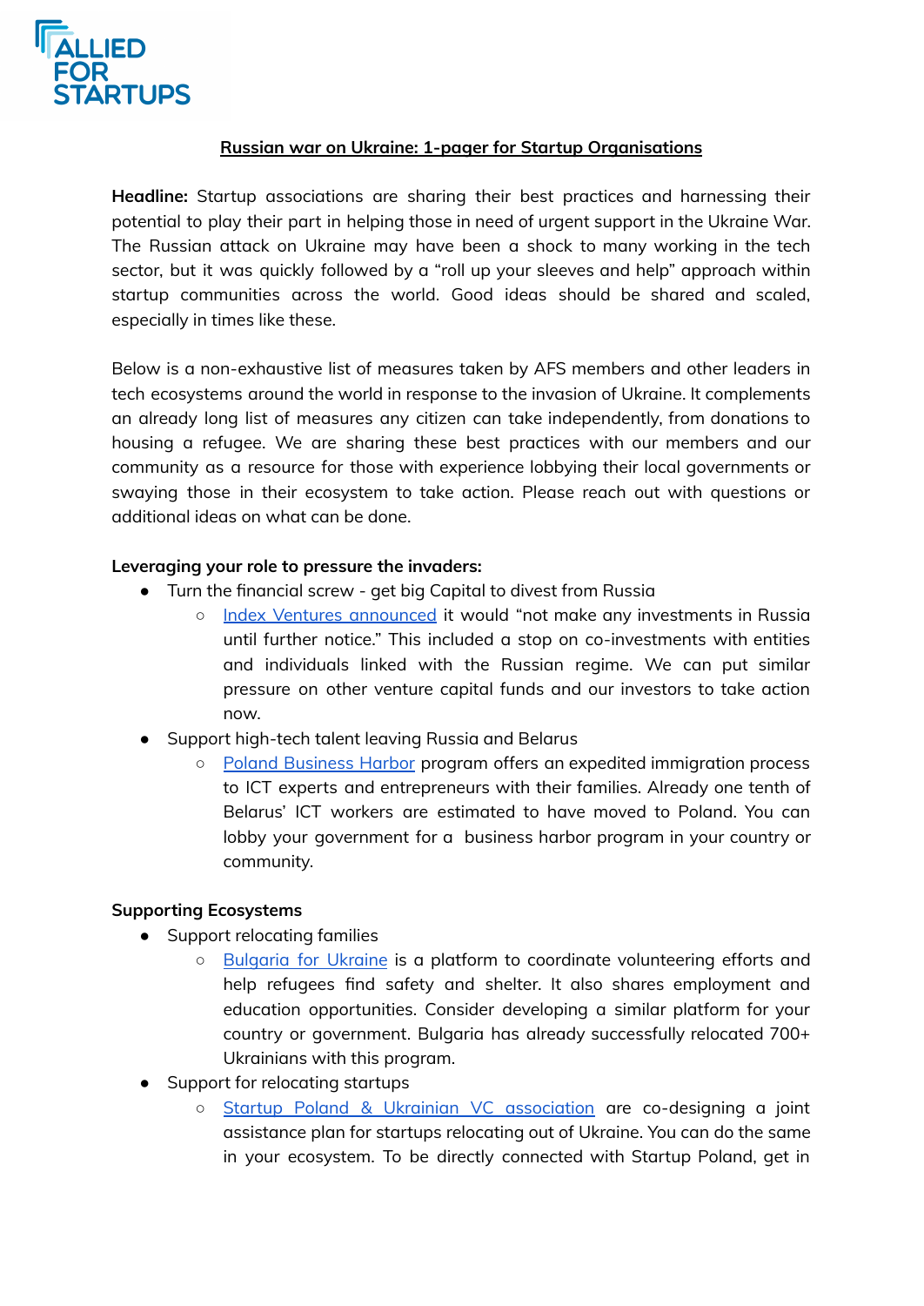# Russian war on Ukraine: 1-pager for Startup Organisations

**Headline:** Startup associations are sharing their best practices and harnessing their potential to play their part in helping those in need of urgent support in the Ukraine War. The Russian attack on Ukraine may have been a shock to many working in the tech sector, but it was quickly followed by a "roll up your sleeves and help" approach within startup communities across the world. Good ideas should be shared and scaled, especially in times like these.

Below is a non-exhaustive list of measures taken by AFS members and other leaders in tech ecosystems around the world in response to the invasion of Ukraine. It complements an already long list of measures any citizen can take independently, from donations to housing a refugee. We are sharing these best practices with our members and our community as a resource for those with experience lobbying their local governments or swaying those in their ecosystem to take action. Please reach out with questions or additional ideas on what can be done.

**Leveraging your role to pressure the invaders:**

- Turn the financial screw - get big Capital to divest from Russia
    - Index Ventures announced it would "not make any investments in Russia until further notice." This included a stop on co-investments with entities and individuals linked with the Russian regime. We can put similar pressure on other venture capital funds and our investors to take action now.
- Support high-tech talent leaving Russia and Belarus
    - Poland Business Harbor program offers an expedited immigration process to ICT experts and entrepreneurs with their families. Already one tenth of Belarus' ICT workers are estimated to have moved to Poland. You can lobby your government for a business harbor program in your country or community.

**Supporting Ecosystems**

- Support relocating families
    - Bulgaria for Ukraine is a platform to coordinate volunteering efforts and help refugees find safety and shelter. It also shares employment and education opportunities. Consider developing a similar platform for your country or government. Bulgaria has already successfully relocated 700+ Ukrainians with this program.
- Support for relocating startups
    - Startup Poland & Ukrainian VC association are co-designing a joint assistance plan for startups relocating out of Ukraine. You can do the same in your ecosystem. To be directly connected with Startup Poland, get in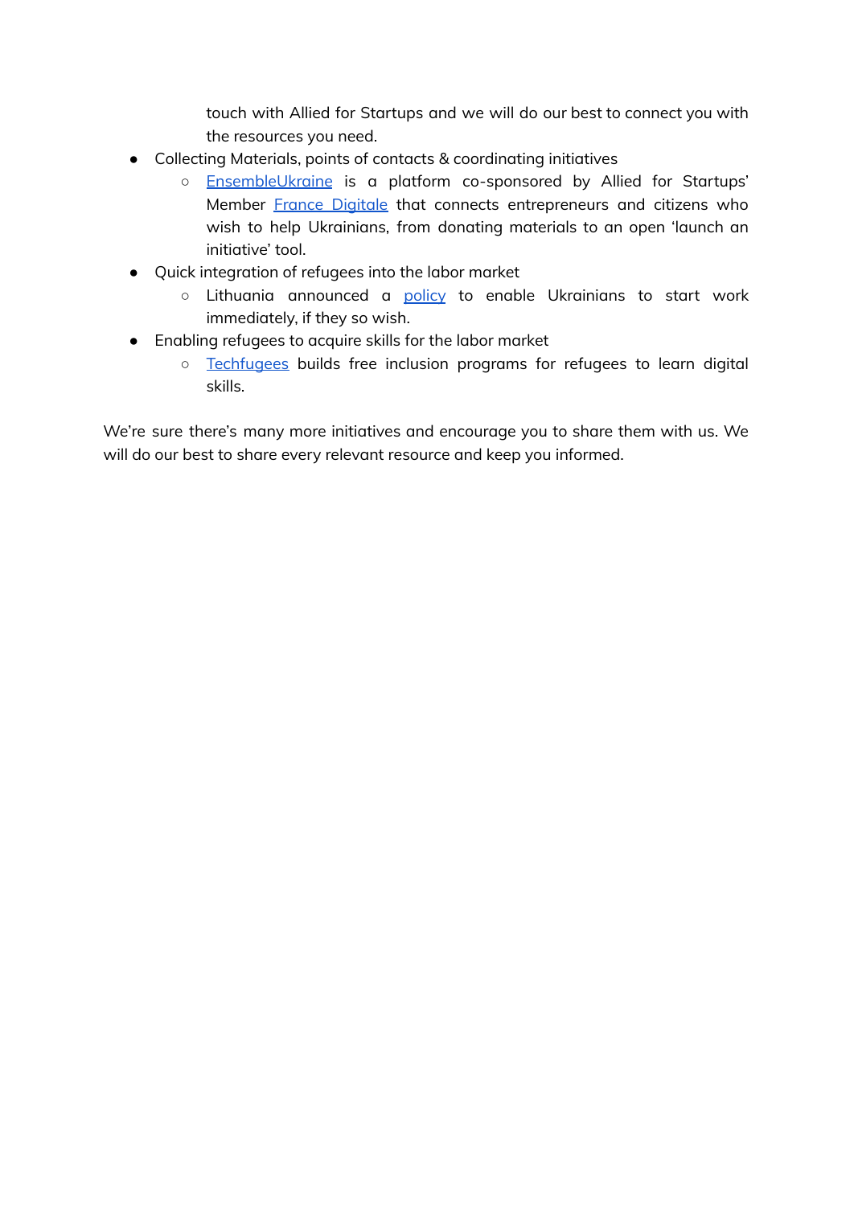touch with Allied for Startups and we will do our best to connect you with the resources you need.

- Collecting Materials, points of contacts & coordinating initiatives
    - EnsembleUkraine is a platform co-sponsored by Allied for Startups' Member France Digitale that connects entrepreneurs and citizens who wish to help Ukrainians, from donating materials to an open 'launch an initiative' tool.
- Quick integration of refugees into the labor market
    - Lithuania announced a policy to enable Ukrainians to start work immediately, if they so wish.
- Enabling refugees to acquire skills for the labor market
    - Techfugees builds free inclusion programs for refugees to learn digital skills.

We're sure there's many more initiatives and encourage you to share them with us. We will do our best to share every relevant resource and keep you informed.